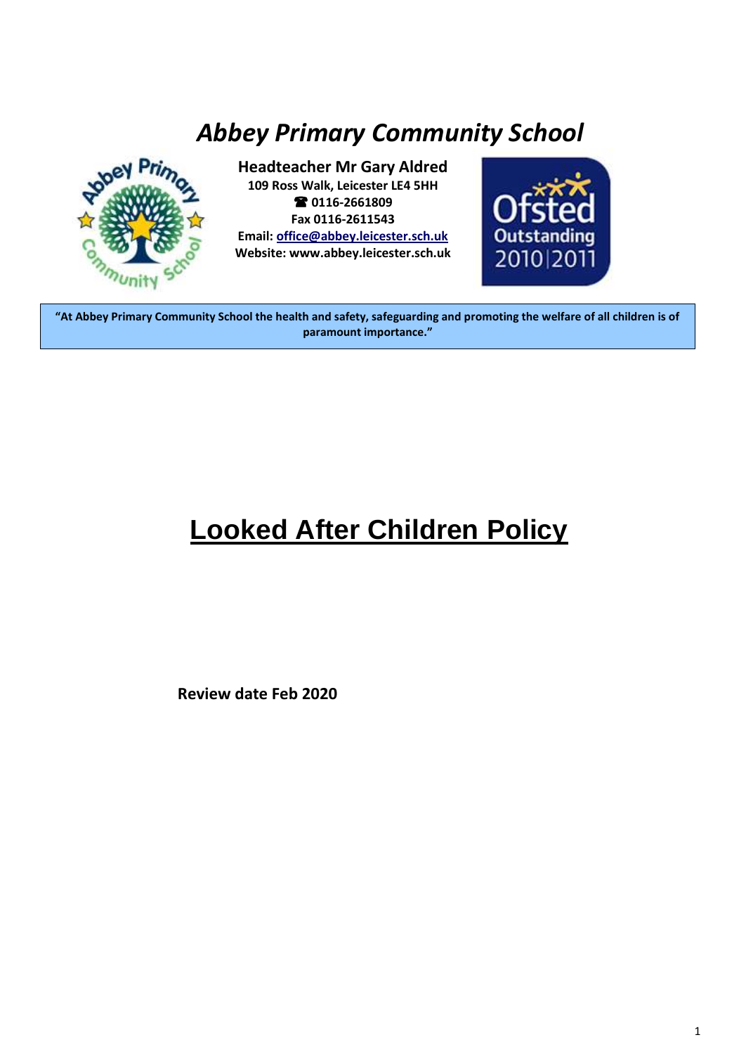# *Abbey Primary Community School*

**Headteacher Mr Gary Aldred**
**109 Ross Walk, Leicester LE4 5HH**
**☎ 0116-2661809**
**Fax 0116-2611543**
**Email: office@abbey.leicester.sch.uk**
**Website: www.abbey.leicester.sch.uk**

**"At Abbey Primary Community School the health and safety, safeguarding and promoting the welfare of all children is of paramount importance."**

# Looked After Children Policy

**Review date Feb 2020**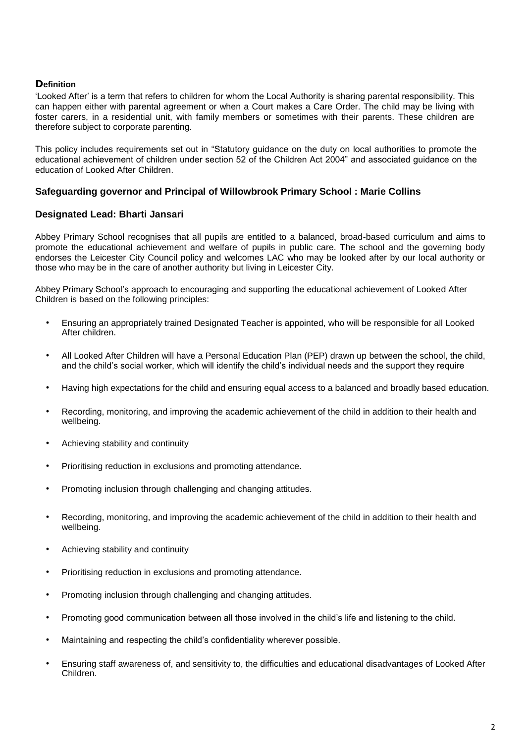## Definition

'Looked After' is a term that refers to children for whom the Local Authority is sharing parental responsibility. This can happen either with parental agreement or when a Court makes a Care Order. The child may be living with foster carers, in a residential unit, with family members or sometimes with their parents. These children are therefore subject to corporate parenting.

This policy includes requirements set out in "Statutory guidance on the duty on local authorities to promote the educational achievement of children under section 52 of the Children Act 2004" and associated guidance on the education of Looked After Children.

### Safeguarding governor and Principal of Willowbrook Primary School : Marie Collins

### Designated Lead: Bharti Jansari

Abbey Primary School recognises that all pupils are entitled to a balanced, broad-based curriculum and aims to promote the educational achievement and welfare of pupils in public care. The school and the governing body endorses the Leicester City Council policy and welcomes LAC who may be looked after by our local authority or those who may be in the care of another authority but living in Leicester City.

Abbey Primary School's approach to encouraging and supporting the educational achievement of Looked After Children is based on the following principles:

- Ensuring an appropriately trained Designated Teacher is appointed, who will be responsible for all Looked After children.
- All Looked After Children will have a Personal Education Plan (PEP) drawn up between the school, the child, and the child's social worker, which will identify the child's individual needs and the support they require
- Having high expectations for the child and ensuring equal access to a balanced and broadly based education.
- Recording, monitoring, and improving the academic achievement of the child in addition to their health and wellbeing.
- Achieving stability and continuity
- Prioritising reduction in exclusions and promoting attendance.
- Promoting inclusion through challenging and changing attitudes.
- Recording, monitoring, and improving the academic achievement of the child in addition to their health and wellbeing.
- Achieving stability and continuity
- Prioritising reduction in exclusions and promoting attendance.
- Promoting inclusion through challenging and changing attitudes.
- Promoting good communication between all those involved in the child's life and listening to the child.
- Maintaining and respecting the child's confidentiality wherever possible.
- Ensuring staff awareness of, and sensitivity to, the difficulties and educational disadvantages of Looked After Children.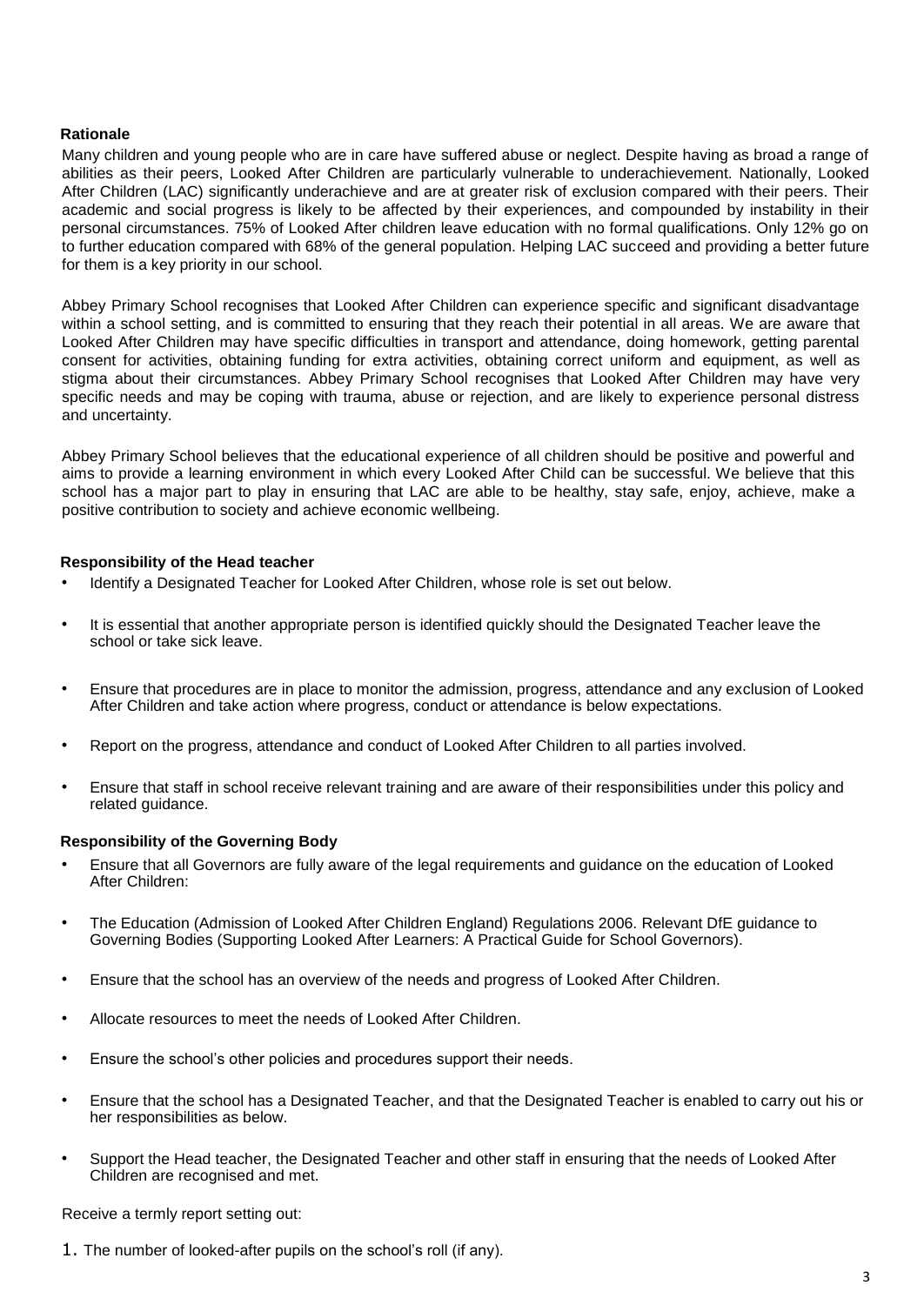### Rationale

Many children and young people who are in care have suffered abuse or neglect. Despite having as broad a range of abilities as their peers, Looked After Children are particularly vulnerable to underachievement. Nationally, Looked After Children (LAC) significantly underachieve and are at greater risk of exclusion compared with their peers. Their academic and social progress is likely to be affected by their experiences, and compounded by instability in their personal circumstances. 75% of Looked After children leave education with no formal qualifications. Only 12% go on to further education compared with 68% of the general population. Helping LAC succeed and providing a better future for them is a key priority in our school.

Abbey Primary School recognises that Looked After Children can experience specific and significant disadvantage within a school setting, and is committed to ensuring that they reach their potential in all areas. We are aware that Looked After Children may have specific difficulties in transport and attendance, doing homework, getting parental consent for activities, obtaining funding for extra activities, obtaining correct uniform and equipment, as well as stigma about their circumstances. Abbey Primary School recognises that Looked After Children may have very specific needs and may be coping with trauma, abuse or rejection, and are likely to experience personal distress and uncertainty.

Abbey Primary School believes that the educational experience of all children should be positive and powerful and aims to provide a learning environment in which every Looked After Child can be successful. We believe that this school has a major part to play in ensuring that LAC are able to be healthy, stay safe, enjoy, achieve, make a positive contribution to society and achieve economic wellbeing.

### Responsibility of the Head teacher

- Identify a Designated Teacher for Looked After Children, whose role is set out below.
- It is essential that another appropriate person is identified quickly should the Designated Teacher leave the school or take sick leave.
- Ensure that procedures are in place to monitor the admission, progress, attendance and any exclusion of Looked After Children and take action where progress, conduct or attendance is below expectations.
- Report on the progress, attendance and conduct of Looked After Children to all parties involved.
- Ensure that staff in school receive relevant training and are aware of their responsibilities under this policy and related guidance.

### Responsibility of the Governing Body

- Ensure that all Governors are fully aware of the legal requirements and guidance on the education of Looked After Children:
- The Education (Admission of Looked After Children England) Regulations 2006. Relevant DfE guidance to Governing Bodies (Supporting Looked After Learners: A Practical Guide for School Governors).
- Ensure that the school has an overview of the needs and progress of Looked After Children.
- Allocate resources to meet the needs of Looked After Children.
- Ensure the school's other policies and procedures support their needs.
- Ensure that the school has a Designated Teacher, and that the Designated Teacher is enabled to carry out his or her responsibilities as below.
- Support the Head teacher, the Designated Teacher and other staff in ensuring that the needs of Looked After Children are recognised and met.

Receive a termly report setting out:

1. The number of looked-after pupils on the school's roll (if any).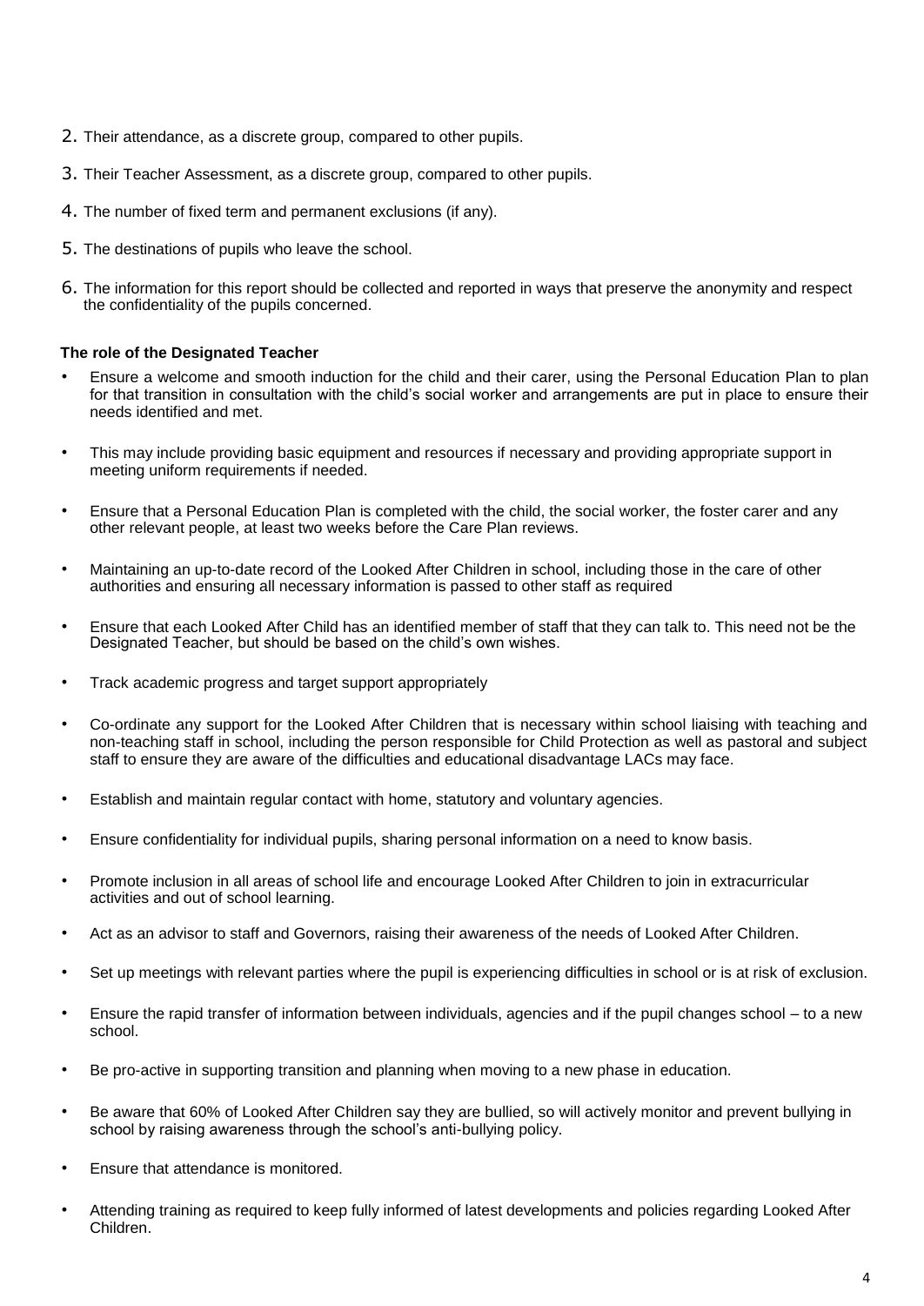2. Their attendance, as a discrete group, compared to other pupils.
3. Their Teacher Assessment, as a discrete group, compared to other pupils.
4. The number of fixed term and permanent exclusions (if any).
5. The destinations of pupils who leave the school.
6. The information for this report should be collected and reported in ways that preserve the anonymity and respect the confidentiality of the pupils concerned.

**The role of the Designated Teacher**

- Ensure a welcome and smooth induction for the child and their carer, using the Personal Education Plan to plan for that transition in consultation with the child's social worker and arrangements are put in place to ensure their needs identified and met.
- This may include providing basic equipment and resources if necessary and providing appropriate support in meeting uniform requirements if needed.
- Ensure that a Personal Education Plan is completed with the child, the social worker, the foster carer and any other relevant people, at least two weeks before the Care Plan reviews.
- Maintaining an up-to-date record of the Looked After Children in school, including those in the care of other authorities and ensuring all necessary information is passed to other staff as required
- Ensure that each Looked After Child has an identified member of staff that they can talk to. This need not be the Designated Teacher, but should be based on the child's own wishes.
- Track academic progress and target support appropriately
- Co-ordinate any support for the Looked After Children that is necessary within school liaising with teaching and non-teaching staff in school, including the person responsible for Child Protection as well as pastoral and subject staff to ensure they are aware of the difficulties and educational disadvantage LACs may face.
- Establish and maintain regular contact with home, statutory and voluntary agencies.
- Ensure confidentiality for individual pupils, sharing personal information on a need to know basis.
- Promote inclusion in all areas of school life and encourage Looked After Children to join in extracurricular activities and out of school learning.
- Act as an advisor to staff and Governors, raising their awareness of the needs of Looked After Children.
- Set up meetings with relevant parties where the pupil is experiencing difficulties in school or is at risk of exclusion.
- Ensure the rapid transfer of information between individuals, agencies and if the pupil changes school – to a new school.
- Be pro-active in supporting transition and planning when moving to a new phase in education.
- Be aware that 60% of Looked After Children say they are bullied, so will actively monitor and prevent bullying in school by raising awareness through the school's anti-bullying policy.
- Ensure that attendance is monitored.
- Attending training as required to keep fully informed of latest developments and policies regarding Looked After Children.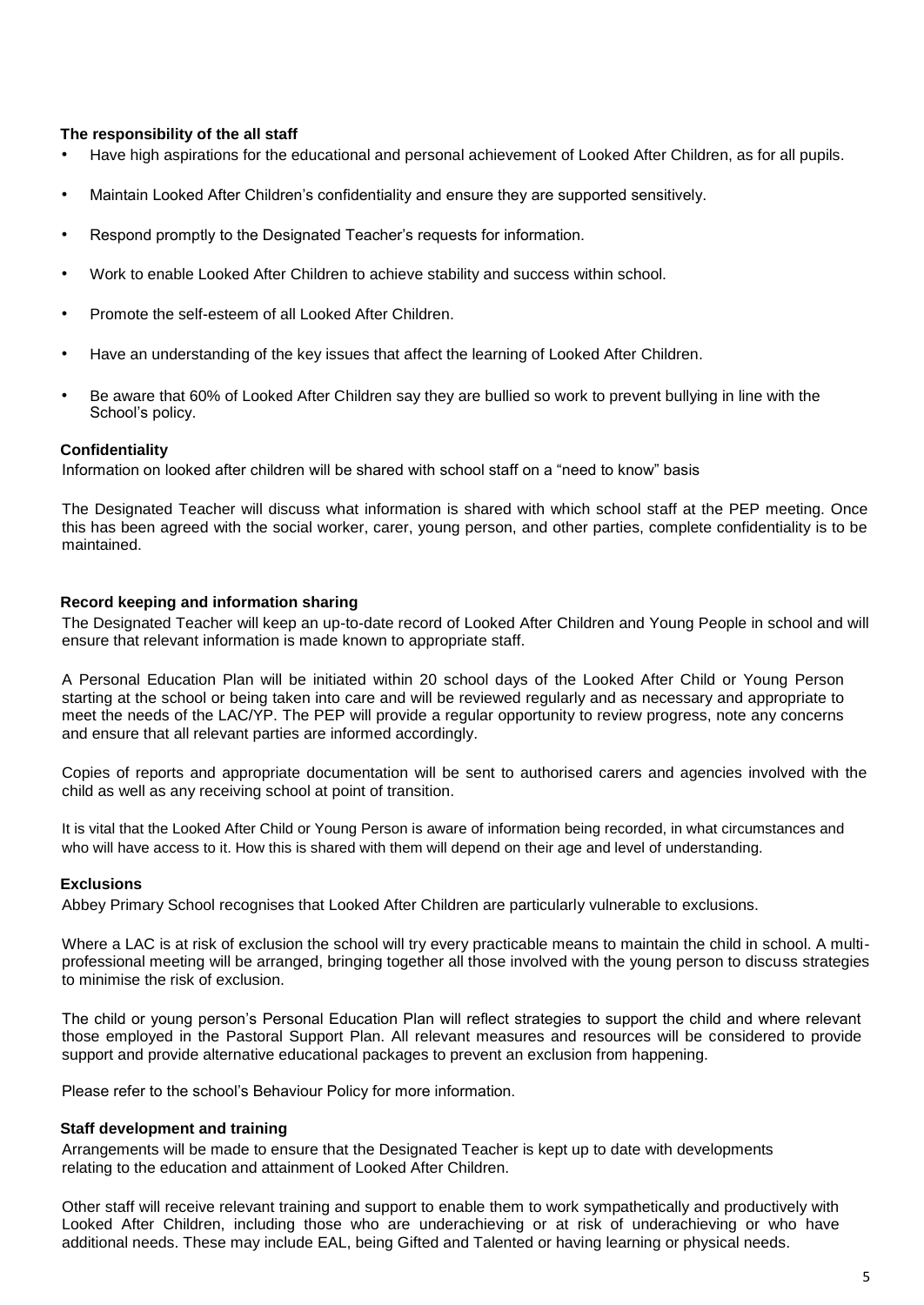### The responsibility of the all staff

- Have high aspirations for the educational and personal achievement of Looked After Children, as for all pupils.
- Maintain Looked After Children's confidentiality and ensure they are supported sensitively.
- Respond promptly to the Designated Teacher's requests for information.
- Work to enable Looked After Children to achieve stability and success within school.
- Promote the self-esteem of all Looked After Children.
- Have an understanding of the key issues that affect the learning of Looked After Children.
- Be aware that 60% of Looked After Children say they are bullied so work to prevent bullying in line with the School's policy.

### Confidentiality

Information on looked after children will be shared with school staff on a "need to know" basis

The Designated Teacher will discuss what information is shared with which school staff at the PEP meeting. Once this has been agreed with the social worker, carer, young person, and other parties, complete confidentiality is to be maintained.

### Record keeping and information sharing

The Designated Teacher will keep an up-to-date record of Looked After Children and Young People in school and will ensure that relevant information is made known to appropriate staff.

A Personal Education Plan will be initiated within 20 school days of the Looked After Child or Young Person starting at the school or being taken into care and will be reviewed regularly and as necessary and appropriate to meet the needs of the LAC/YP. The PEP will provide a regular opportunity to review progress, note any concerns and ensure that all relevant parties are informed accordingly.

Copies of reports and appropriate documentation will be sent to authorised carers and agencies involved with the child as well as any receiving school at point of transition.

It is vital that the Looked After Child or Young Person is aware of information being recorded, in what circumstances and who will have access to it. How this is shared with them will depend on their age and level of understanding.

### Exclusions

Abbey Primary School recognises that Looked After Children are particularly vulnerable to exclusions.

Where a LAC is at risk of exclusion the school will try every practicable means to maintain the child in school. A multi-professional meeting will be arranged, bringing together all those involved with the young person to discuss strategies to minimise the risk of exclusion.

The child or young person's Personal Education Plan will reflect strategies to support the child and where relevant those employed in the Pastoral Support Plan. All relevant measures and resources will be considered to provide support and provide alternative educational packages to prevent an exclusion from happening.

Please refer to the school's Behaviour Policy for more information.

### Staff development and training

Arrangements will be made to ensure that the Designated Teacher is kept up to date with developments relating to the education and attainment of Looked After Children.

Other staff will receive relevant training and support to enable them to work sympathetically and productively with Looked After Children, including those who are underachieving or at risk of underachieving or who have additional needs. These may include EAL, being Gifted and Talented or having learning or physical needs.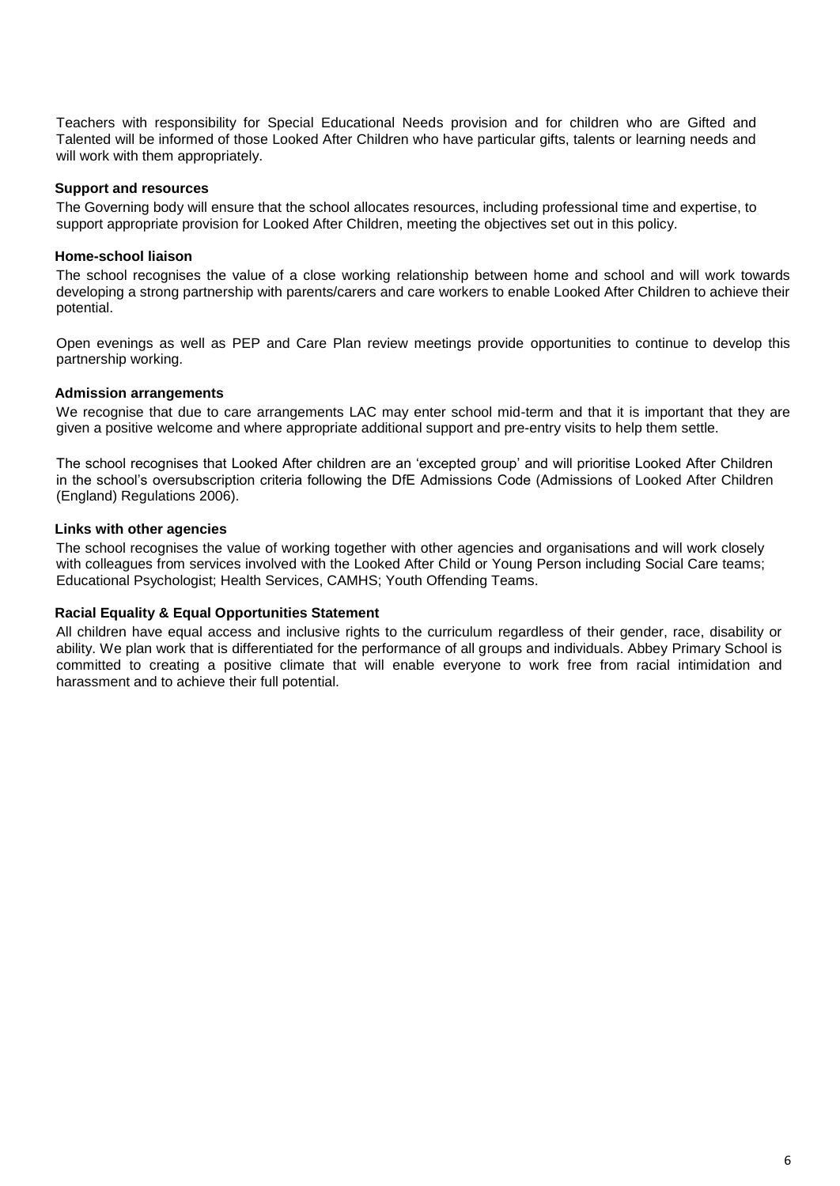Teachers with responsibility for Special Educational Needs provision and for children who are Gifted and Talented will be informed of those Looked After Children who have particular gifts, talents or learning needs and will work with them appropriately.

**Support and resources**

The Governing body will ensure that the school allocates resources, including professional time and expertise, to support appropriate provision for Looked After Children, meeting the objectives set out in this policy.

**Home-school liaison**

The school recognises the value of a close working relationship between home and school and will work towards developing a strong partnership with parents/carers and care workers to enable Looked After Children to achieve their potential.

Open evenings as well as PEP and Care Plan review meetings provide opportunities to continue to develop this partnership working.

**Admission arrangements**

We recognise that due to care arrangements LAC may enter school mid-term and that it is important that they are given a positive welcome and where appropriate additional support and pre-entry visits to help them settle.

The school recognises that Looked After children are an 'excepted group' and will prioritise Looked After Children in the school's oversubscription criteria following the DfE Admissions Code (Admissions of Looked After Children (England) Regulations 2006).

**Links with other agencies**

The school recognises the value of working together with other agencies and organisations and will work closely with colleagues from services involved with the Looked After Child or Young Person including Social Care teams; Educational Psychologist; Health Services, CAMHS; Youth Offending Teams.

**Racial Equality & Equal Opportunities Statement**

All children have equal access and inclusive rights to the curriculum regardless of their gender, race, disability or ability. We plan work that is differentiated for the performance of all groups and individuals. Abbey Primary School is committed to creating a positive climate that will enable everyone to work free from racial intimidation and harassment and to achieve their full potential.